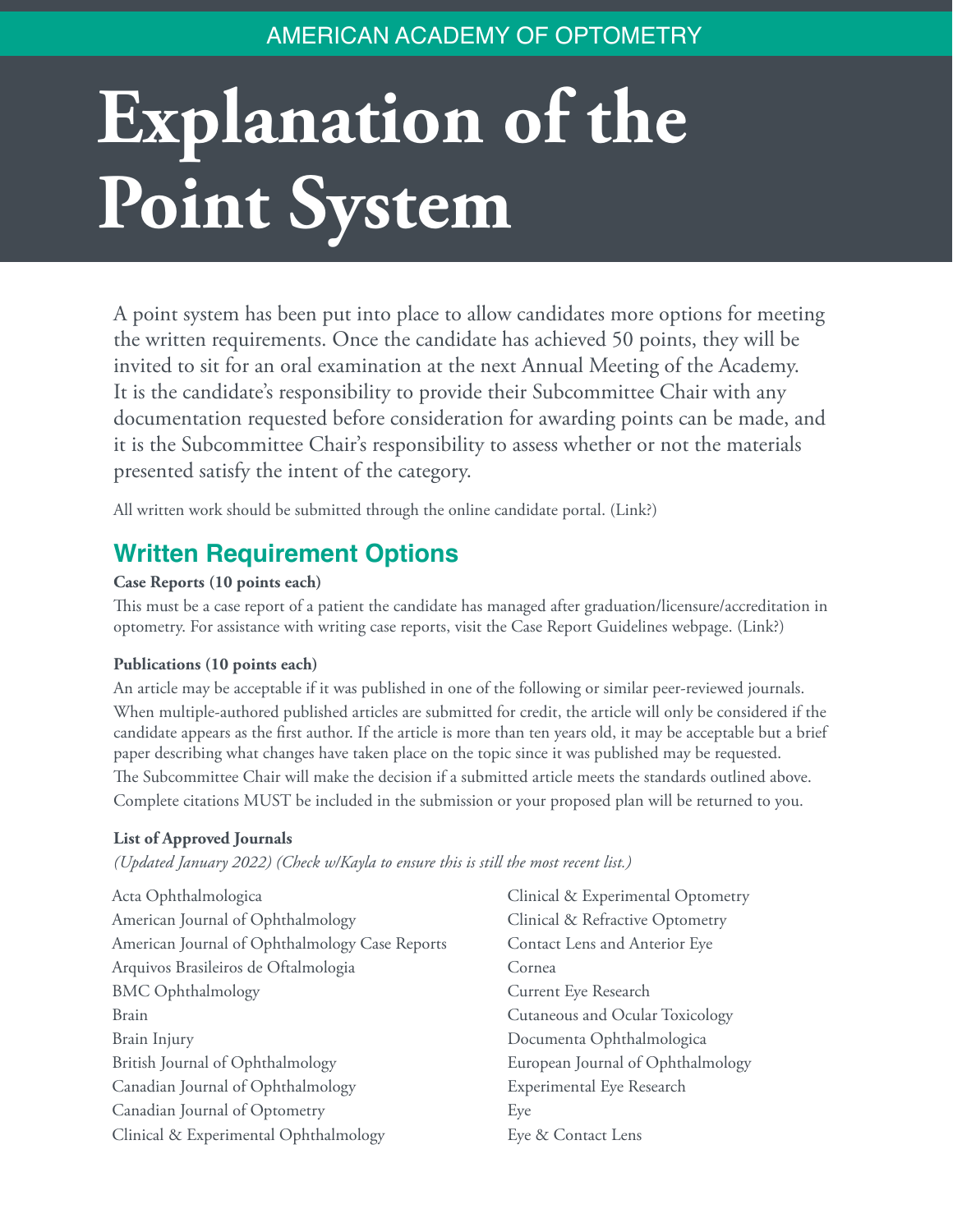AMERICAN ACADEMY OF OPTOMETRY

# Explanation of the Point System

A point system has been put into place to allow candidates more options for meeting the written requirements. Once the candidate has achieved 50 points, they will be invited to sit for an oral examination at the next Annual Meeting of the Academy. It is the candidate's responsibility to provide their Subcommittee Chair with any documentation requested before consideration for awarding points can be made, and it is the Subcommittee Chair's responsibility to assess whether or not the materials presented satisfy the intent of the category.

All written work should be submitted through the online candidate portal. (Link?)

## Written Requirement Options

**Case Reports (10 points each)**

This must be a case report of a patient the candidate has managed after graduation/licensure/accreditation in optometry. For assistance with writing case reports, visit the Case Report Guidelines webpage. (Link?)

**Publications (10 points each)**

An article may be acceptable if it was published in one of the following or similar peer-reviewed journals. When multiple-authored published articles are submitted for credit, the article will only be considered if the candidate appears as the first author. If the article is more than ten years old, it may be acceptable but a brief paper describing what changes have taken place on the topic since it was published may be requested. The Subcommittee Chair will make the decision if a submitted article meets the standards outlined above. Complete citations MUST be included in the submission or your proposed plan will be returned to you.

**List of Approved Journals**

*(Updated January 2022) (Check w/Kayla to ensure this is still the most recent list.)*

Acta Ophthalmologica
American Journal of Ophthalmology
American Journal of Ophthalmology Case Reports
Arquivos Brasileiros de Oftalmologia
BMC Ophthalmology
Brain
Brain Injury
British Journal of Ophthalmology
Canadian Journal of Ophthalmology
Canadian Journal of Optometry
Clinical & Experimental Ophthalmology
Clinical & Experimental Optometry
Clinical & Refractive Optometry
Contact Lens and Anterior Eye
Cornea
Current Eye Research
Cutaneous and Ocular Toxicology
Documenta Ophthalmologica
European Journal of Ophthalmology
Experimental Eye Research
Eye
Eye & Contact Lens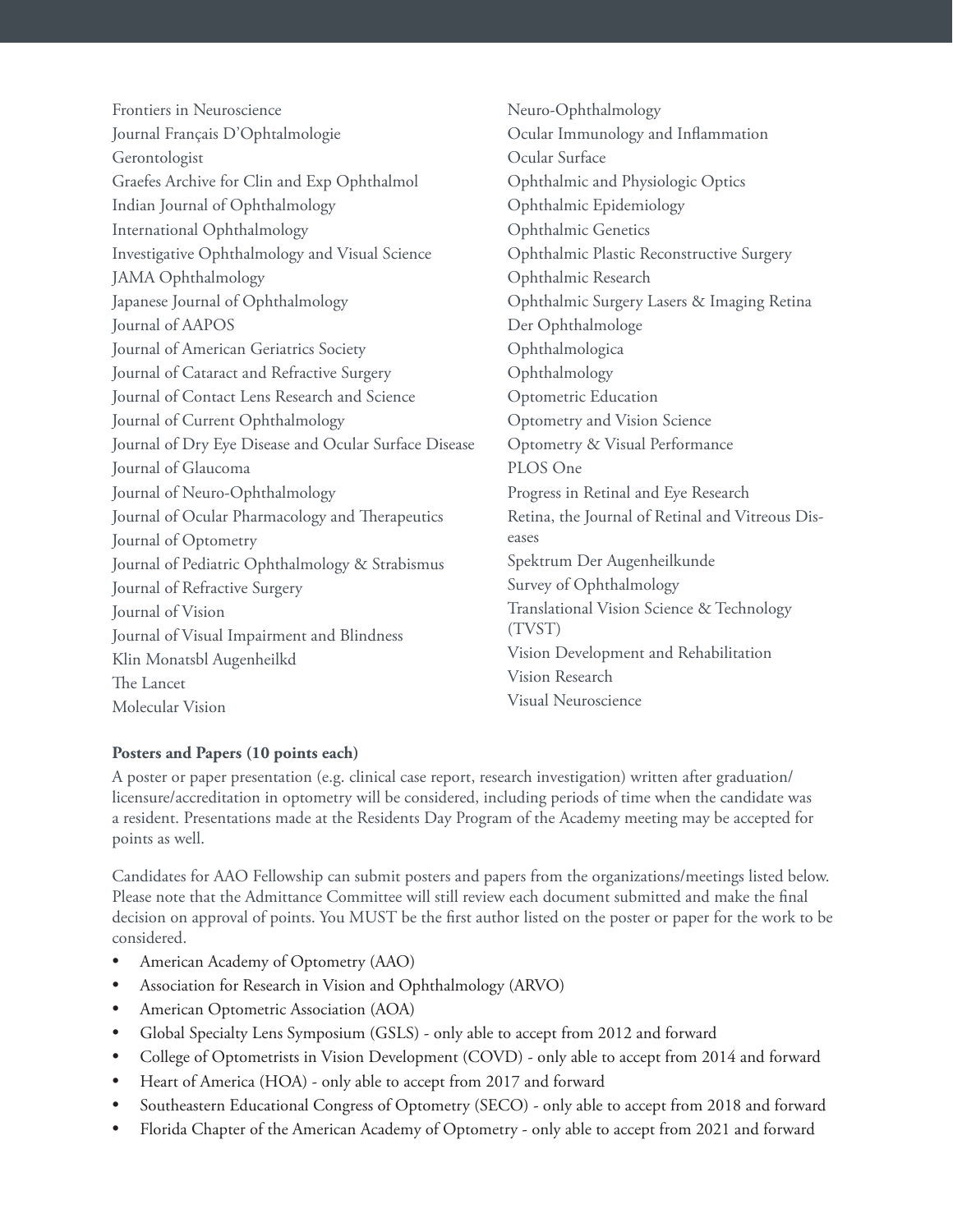Frontiers in Neuroscience
Journal Français D'Ophtalmologie
Gerontologist
Graefes Archive for Clin and Exp Ophthalmol
Indian Journal of Ophthalmology
International Ophthalmology
Investigative Ophthalmology and Visual Science
JAMA Ophthalmology
Japanese Journal of Ophthalmology
Journal of AAPOS
Journal of American Geriatrics Society
Journal of Cataract and Refractive Surgery
Journal of Contact Lens Research and Science
Journal of Current Ophthalmology
Journal of Dry Eye Disease and Ocular Surface Disease
Journal of Glaucoma
Journal of Neuro-Ophthalmology
Journal of Ocular Pharmacology and Therapeutics
Journal of Optometry
Journal of Pediatric Ophthalmology & Strabismus
Journal of Refractive Surgery
Journal of Vision
Journal of Visual Impairment and Blindness
Klin Monatsbl Augenheilkd
The Lancet
Molecular Vision
Neuro-Ophthalmology
Ocular Immunology and Inflammation
Ocular Surface
Ophthalmic and Physiologic Optics
Ophthalmic Epidemiology
Ophthalmic Genetics
Ophthalmic Plastic Reconstructive Surgery
Ophthalmic Research
Ophthalmic Surgery Lasers & Imaging Retina
Der Ophthalmologe
Ophthalmologica
Ophthalmology
Optometric Education
Optometry and Vision Science
Optometry & Visual Performance
PLOS One
Progress in Retinal and Eye Research
Retina, the Journal of Retinal and Vitreous Diseases
Spektrum Der Augenheilkunde
Survey of Ophthalmology
Translational Vision Science & Technology (TVST)
Vision Development and Rehabilitation
Vision Research
Visual Neuroscience

**Posters and Papers (10 points each)**

A poster or paper presentation (e.g. clinical case report, research investigation) written after graduation/licensure/accreditation in optometry will be considered, including periods of time when the candidate was a resident. Presentations made at the Residents Day Program of the Academy meeting may be accepted for points as well.

Candidates for AAO Fellowship can submit posters and papers from the organizations/meetings listed below. Please note that the Admittance Committee will still review each document submitted and make the final decision on approval of points. You MUST be the first author listed on the poster or paper for the work to be considered.

- American Academy of Optometry (AAO)
- Association for Research in Vision and Ophthalmology (ARVO)
- American Optometric Association (AOA)
- Global Specialty Lens Symposium (GSLS) - only able to accept from 2012 and forward
- College of Optometrists in Vision Development (COVD) - only able to accept from 2014 and forward
- Heart of America (HOA) - only able to accept from 2017 and forward
- Southeastern Educational Congress of Optometry (SECO) - only able to accept from 2018 and forward
- Florida Chapter of the American Academy of Optometry - only able to accept from 2021 and forward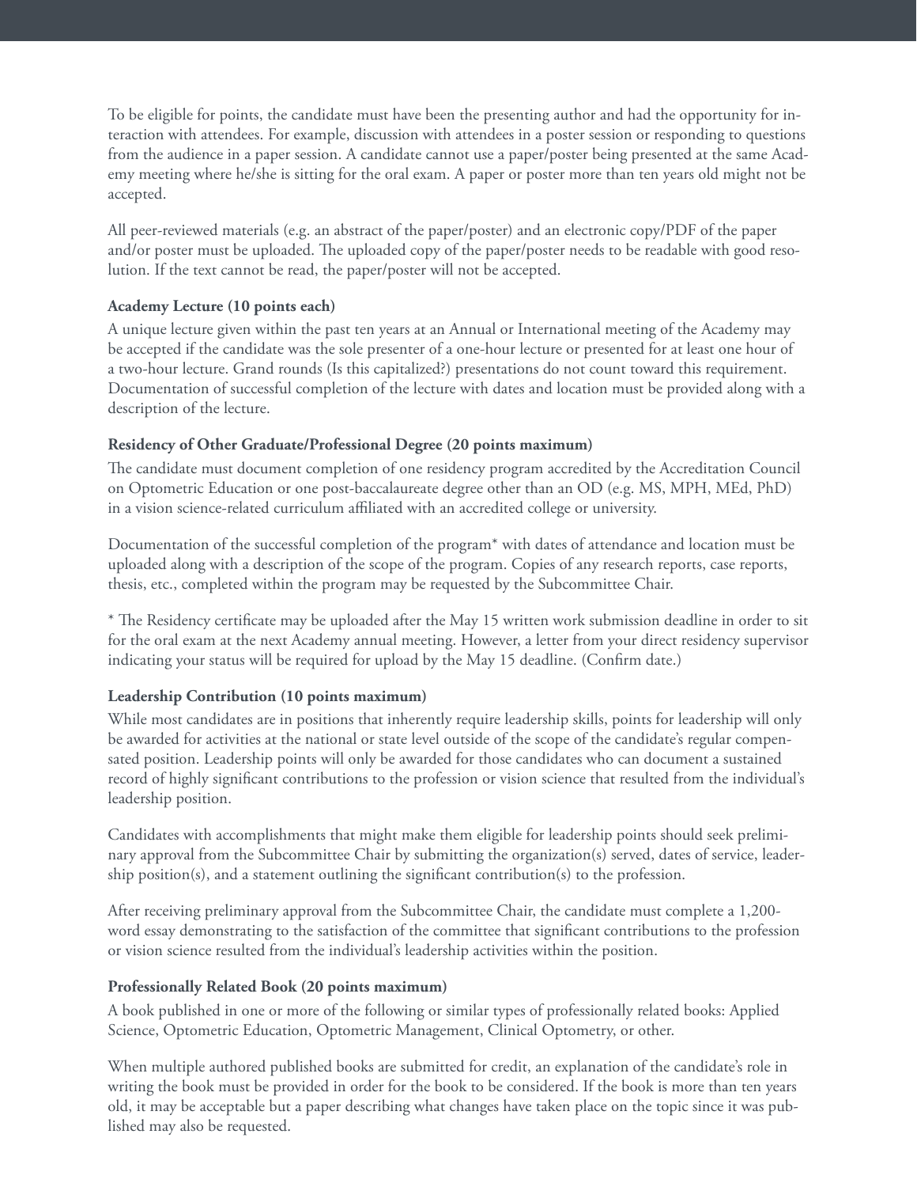To be eligible for points, the candidate must have been the presenting author and had the opportunity for interaction with attendees. For example, discussion with attendees in a poster session or responding to questions from the audience in a paper session. A candidate cannot use a paper/poster being presented at the same Academy meeting where he/she is sitting for the oral exam. A paper or poster more than ten years old might not be accepted.

All peer-reviewed materials (e.g. an abstract of the paper/poster) and an electronic copy/PDF of the paper and/or poster must be uploaded. The uploaded copy of the paper/poster needs to be readable with good resolution. If the text cannot be read, the paper/poster will not be accepted.

**Academy Lecture (10 points each)**

A unique lecture given within the past ten years at an Annual or International meeting of the Academy may be accepted if the candidate was the sole presenter of a one-hour lecture or presented for at least one hour of a two-hour lecture. Grand rounds (Is this capitalized?) presentations do not count toward this requirement. Documentation of successful completion of the lecture with dates and location must be provided along with a description of the lecture.

**Residency of Other Graduate/Professional Degree (20 points maximum)**

The candidate must document completion of one residency program accredited by the Accreditation Council on Optometric Education or one post-baccalaureate degree other than an OD (e.g. MS, MPH, MEd, PhD) in a vision science-related curriculum affiliated with an accredited college or university.

Documentation of the successful completion of the program* with dates of attendance and location must be uploaded along with a description of the scope of the program. Copies of any research reports, case reports, thesis, etc., completed within the program may be requested by the Subcommittee Chair.

* The Residency certificate may be uploaded after the May 15 written work submission deadline in order to sit for the oral exam at the next Academy annual meeting. However, a letter from your direct residency supervisor indicating your status will be required for upload by the May 15 deadline. (Confirm date.)

**Leadership Contribution (10 points maximum)**

While most candidates are in positions that inherently require leadership skills, points for leadership will only be awarded for activities at the national or state level outside of the scope of the candidate's regular compensated position. Leadership points will only be awarded for those candidates who can document a sustained record of highly significant contributions to the profession or vision science that resulted from the individual's leadership position.

Candidates with accomplishments that might make them eligible for leadership points should seek preliminary approval from the Subcommittee Chair by submitting the organization(s) served, dates of service, leadership position(s), and a statement outlining the significant contribution(s) to the profession.

After receiving preliminary approval from the Subcommittee Chair, the candidate must complete a 1,200-word essay demonstrating to the satisfaction of the committee that significant contributions to the profession or vision science resulted from the individual's leadership activities within the position.

**Professionally Related Book (20 points maximum)**

A book published in one or more of the following or similar types of professionally related books: Applied Science, Optometric Education, Optometric Management, Clinical Optometry, or other.

When multiple authored published books are submitted for credit, an explanation of the candidate's role in writing the book must be provided in order for the book to be considered. If the book is more than ten years old, it may be acceptable but a paper describing what changes have taken place on the topic since it was published may also be requested.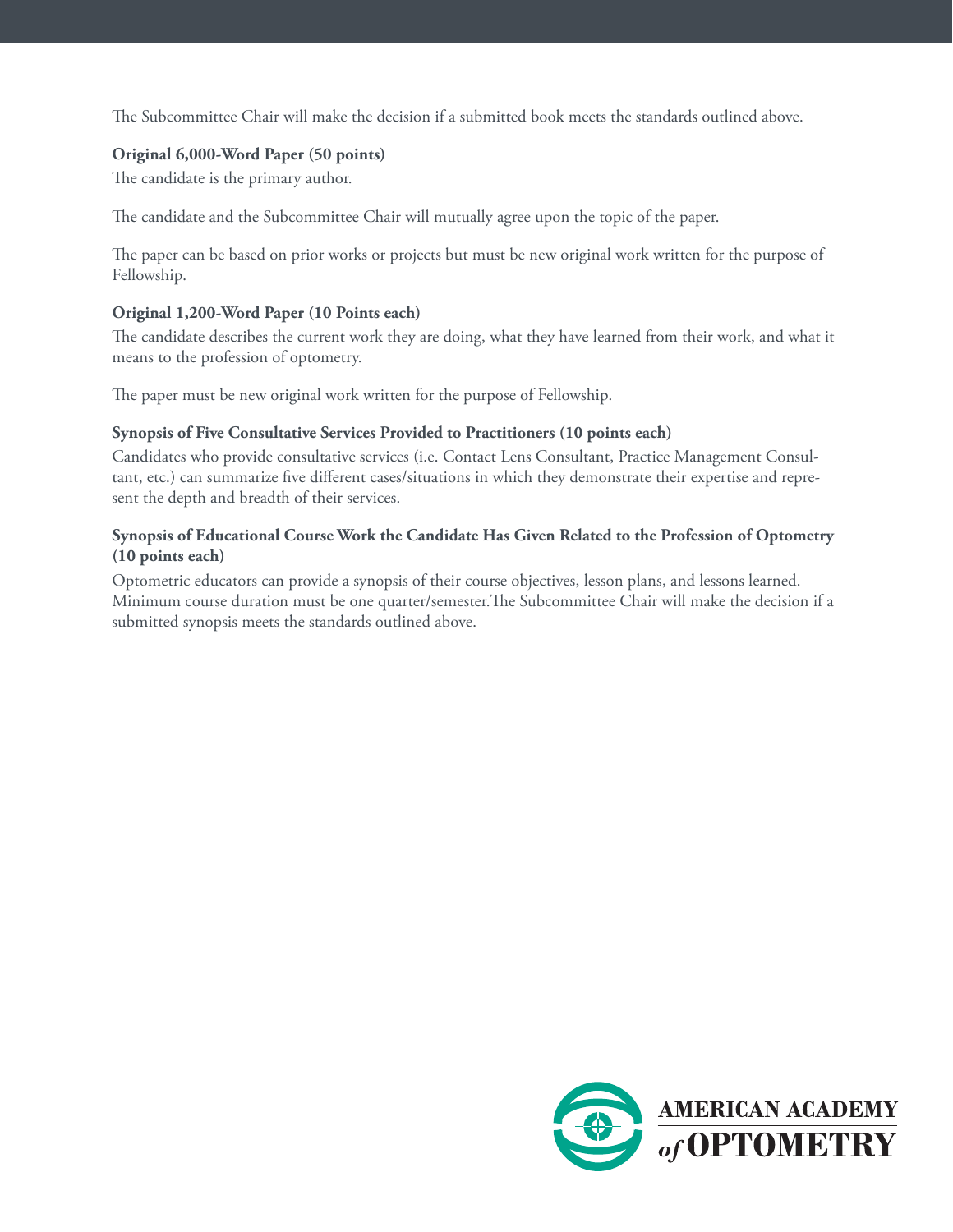The Subcommittee Chair will make the decision if a submitted book meets the standards outlined above.

**Original 6,000-Word Paper (50 points)**

The candidate is the primary author.

The candidate and the Subcommittee Chair will mutually agree upon the topic of the paper.

The paper can be based on prior works or projects but must be new original work written for the purpose of Fellowship.

**Original 1,200-Word Paper (10 Points each)**

The candidate describes the current work they are doing, what they have learned from their work, and what it means to the profession of optometry.

The paper must be new original work written for the purpose of Fellowship.

**Synopsis of Five Consultative Services Provided to Practitioners (10 points each)**

Candidates who provide consultative services (i.e. Contact Lens Consultant, Practice Management Consultant, etc.) can summarize five different cases/situations in which they demonstrate their expertise and represent the depth and breadth of their services.

**Synopsis of Educational Course Work the Candidate Has Given Related to the Profession of Optometry (10 points each)**

Optometric educators can provide a synopsis of their course objectives, lesson plans, and lessons learned. Minimum course duration must be one quarter/semester.The Subcommittee Chair will make the decision if a submitted synopsis meets the standards outlined above.